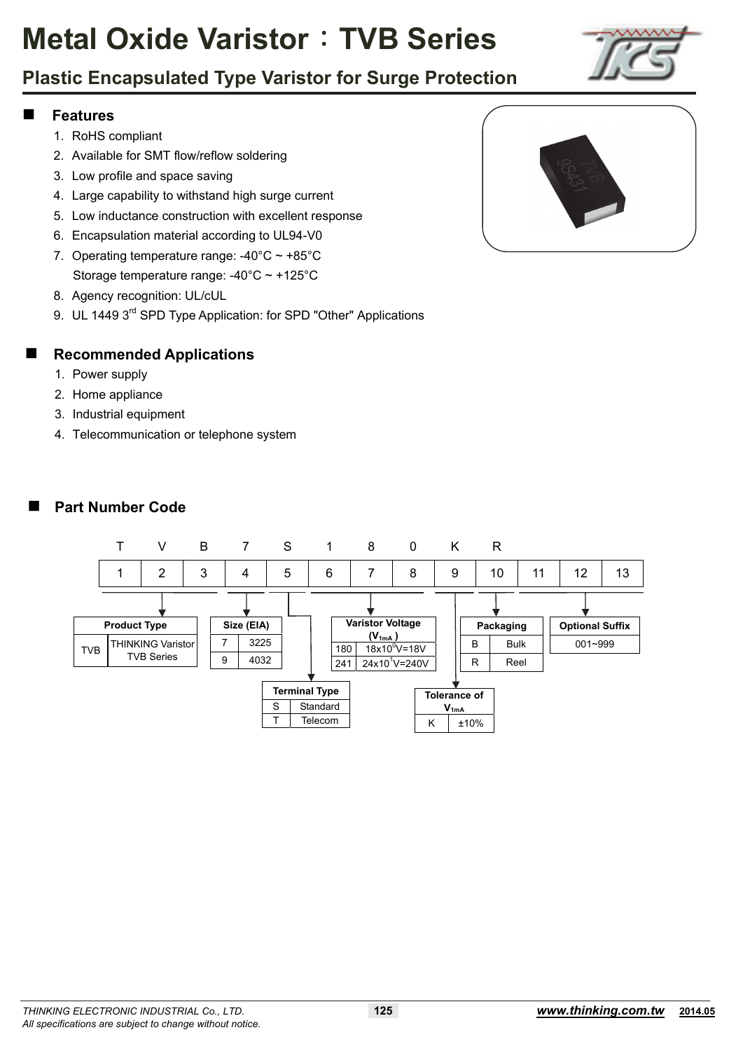# Metal Oxide Varistor：TVB Series

## Plastic Encapsulated Type Varistor for Surge Protection

### Features

1. RoHS compliant
2. Available for SMT flow/reflow soldering
3. Low profile and space saving
4. Large capability to withstand high surge current
5. Low inductance construction with excellent response
6. Encapsulation material according to UL94-V0
7. Operating temperature range: -40°C ~ +85°C
   Storage temperature range: -40°C ~ +125°C
8. Agency recognition: UL/cUL
9. UL 1449 3rd SPD Type Application: for SPD "Other" Applications

### Recommended Applications

1. Power supply
2. Home appliance
3. Industrial equipment
4. Telecommunication or telephone system

### Part Number Code

| T | V | B | 7 | S | 1 | 8 | 0 | K | R | | | |
|---|---|---|---|---|---|---|---|---|---|---|---|---|
| 1 | 2 | 3 | 4 | 5 | 6 | 7 | 8 | 9 | 10 | 11 | 12 | 13 |

**Product Type** (positions 1–3)

| Code | Description |
|---|---|
| TVB | THINKING Varistor TVB Series |

**Size (EIA)** (position 4)

| Code | Size |
|---|---|
| 7 | 3225 |
| 9 | 4032 |

**Terminal Type** (position 5)

| Code | Type |
|---|---|
| S | Standard |
| T | Telecom |

**Varistor Voltage ($V_{1mA}$)** (positions 6–8)

| Code | Voltage |
|---|---|
| 180 | $18 \times 10^0$V=18V |
| 241 | $24 \times 10^1$V=240V |

**Tolerance of $V_{1mA}$** (position 9)

| Code | Tolerance |
|---|---|
| K | ±10% |

**Packaging** (position 10)

| Code | Packaging |
|---|---|
| B | Bulk |
| R | Reel |

**Optional Suffix** (positions 11–13)

| Optional Suffix |
|---|
| 001~999 |

*THINKING ELECTRONIC INDUSTRIAL Co., LTD.*
*All specifications are subject to change without notice.*

www.thinking.com.tw 2014.05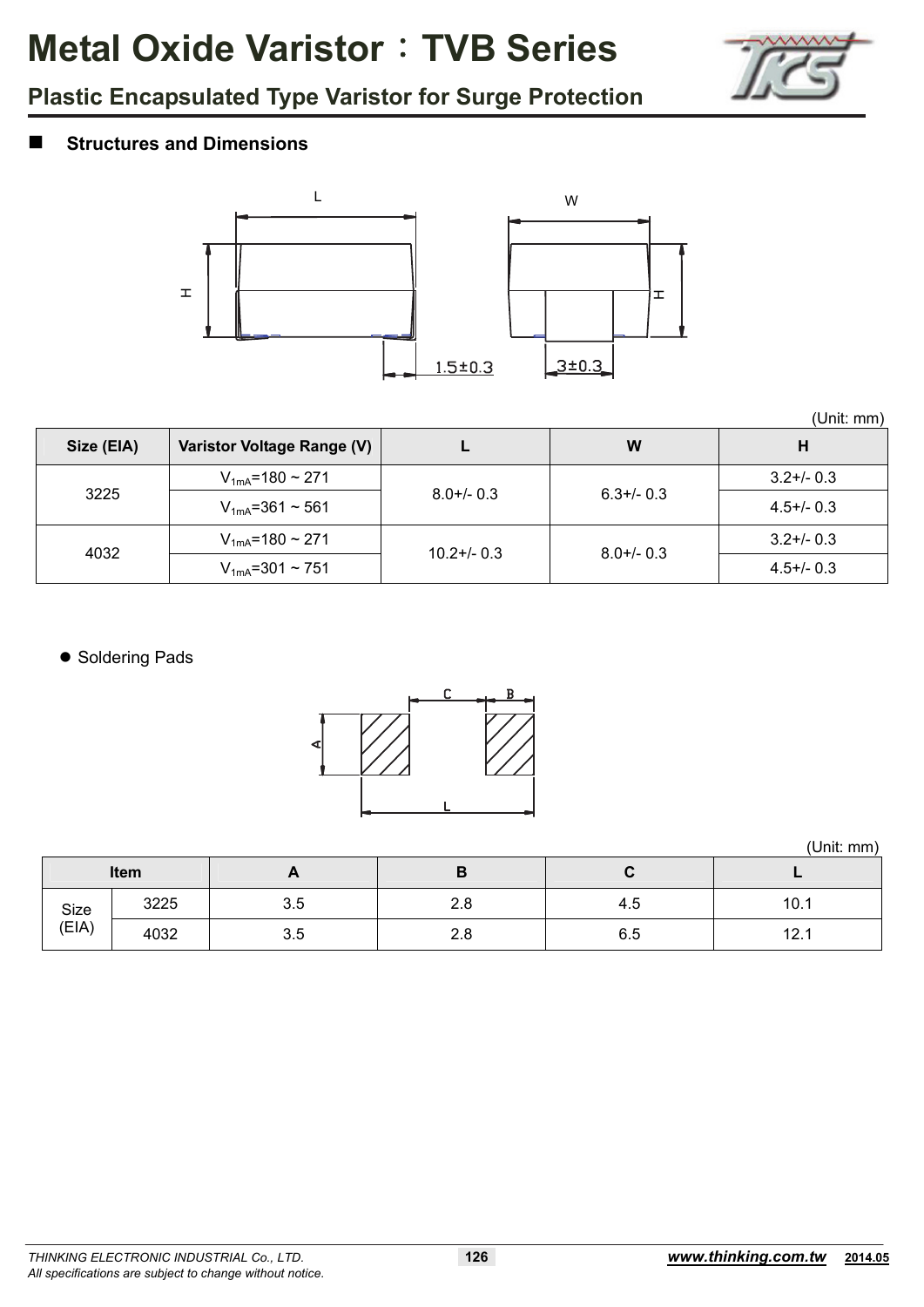# Metal Oxide Varistor：TVB Series

## Plastic Encapsulated Type Varistor for Surge Protection

### Structures and Dimensions

L W H H 1.5±0.3 3±0.3

(Unit: mm)

| Size (EIA) | Varistor Voltage Range (V) | L | W | H |
|---|---|---|---|---|
| 3225 | $V_{1mA}$=180 ~ 271 | 8.0+/- 0.3 | 6.3+/- 0.3 | 3.2+/- 0.3 |
| | $V_{1mA}$=361 ~ 561 | | | 4.5+/- 0.3 |
| 4032 | $V_{1mA}$=180 ~ 271 | 10.2+/- 0.3 | 8.0+/- 0.3 | 3.2+/- 0.3 |
| | $V_{1mA}$=301 ~ 751 | | | 4.5+/- 0.3 |

- Soldering Pads

C B A L

(Unit: mm)

| Item | | A | B | C | L |
|---|---|---|---|---|---|
| Size (EIA) | 3225 | 3.5 | 2.8 | 4.5 | 10.1 |
| | 4032 | 3.5 | 2.8 | 6.5 | 12.1 |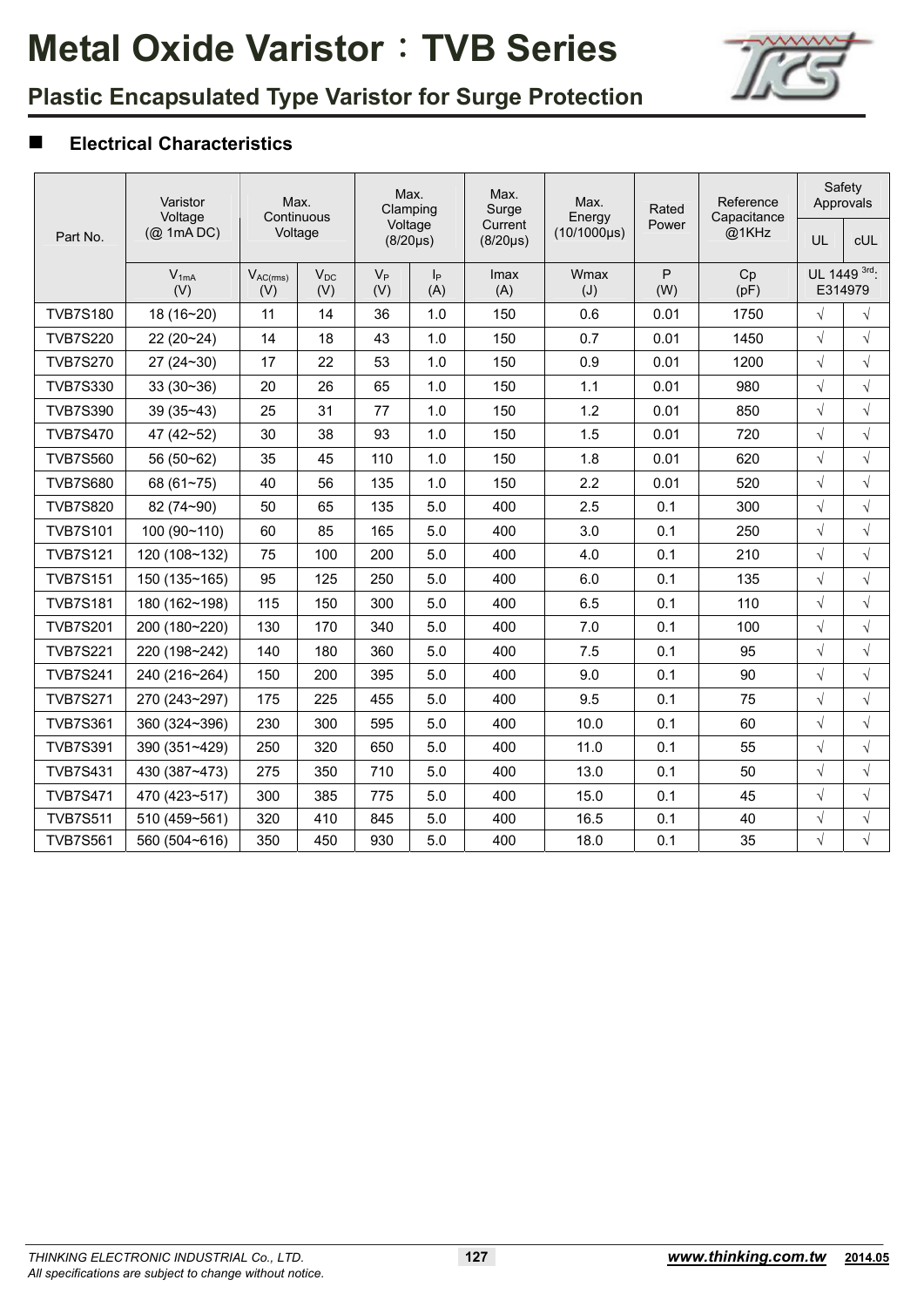# Metal Oxide Varistor：TVB Series

## Plastic Encapsulated Type Varistor for Surge Protection

### Electrical Characteristics

| Part No. | Varistor Voltage (@ 1mA DC) | Max. Continuous Voltage | | Max. Clamping Voltage (8/20μs) | | Max. Surge Current (8/20μs) | Max. Energy (10/1000μs) | Rated Power | Reference Capacitance @1KHz | Safety Approvals | |
|---|---|---|---|---|---|---|---|---|---|---|---|
| | | | | | | | | | | UL | cUL |
| | $V_{1mA}$ (V) | $V_{AC(rms)}$ (V) | $V_{DC}$ (V) | $V_P$ (V) | $I_P$ (A) | Imax (A) | Wmax (J) | P (W) | Cp (pF) | UL 1449 3rd: E314979 | |
| TVB7S180 | 18 (16~20) | 11 | 14 | 36 | 1.0 | 150 | 0.6 | 0.01 | 1750 | √ | √ |
| TVB7S220 | 22 (20~24) | 14 | 18 | 43 | 1.0 | 150 | 0.7 | 0.01 | 1450 | √ | √ |
| TVB7S270 | 27 (24~30) | 17 | 22 | 53 | 1.0 | 150 | 0.9 | 0.01 | 1200 | √ | √ |
| TVB7S330 | 33 (30~36) | 20 | 26 | 65 | 1.0 | 150 | 1.1 | 0.01 | 980 | √ | √ |
| TVB7S390 | 39 (35~43) | 25 | 31 | 77 | 1.0 | 150 | 1.2 | 0.01 | 850 | √ | √ |
| TVB7S470 | 47 (42~52) | 30 | 38 | 93 | 1.0 | 150 | 1.5 | 0.01 | 720 | √ | √ |
| TVB7S560 | 56 (50~62) | 35 | 45 | 110 | 1.0 | 150 | 1.8 | 0.01 | 620 | √ | √ |
| TVB7S680 | 68 (61~75) | 40 | 56 | 135 | 1.0 | 150 | 2.2 | 0.01 | 520 | √ | √ |
| TVB7S820 | 82 (74~90) | 50 | 65 | 135 | 5.0 | 400 | 2.5 | 0.1 | 300 | √ | √ |
| TVB7S101 | 100 (90~110) | 60 | 85 | 165 | 5.0 | 400 | 3.0 | 0.1 | 250 | √ | √ |
| TVB7S121 | 120 (108~132) | 75 | 100 | 200 | 5.0 | 400 | 4.0 | 0.1 | 210 | √ | √ |
| TVB7S151 | 150 (135~165) | 95 | 125 | 250 | 5.0 | 400 | 6.0 | 0.1 | 135 | √ | √ |
| TVB7S181 | 180 (162~198) | 115 | 150 | 300 | 5.0 | 400 | 6.5 | 0.1 | 110 | √ | √ |
| TVB7S201 | 200 (180~220) | 130 | 170 | 340 | 5.0 | 400 | 7.0 | 0.1 | 100 | √ | √ |
| TVB7S221 | 220 (198~242) | 140 | 180 | 360 | 5.0 | 400 | 7.5 | 0.1 | 95 | √ | √ |
| TVB7S241 | 240 (216~264) | 150 | 200 | 395 | 5.0 | 400 | 9.0 | 0.1 | 90 | √ | √ |
| TVB7S271 | 270 (243~297) | 175 | 225 | 455 | 5.0 | 400 | 9.5 | 0.1 | 75 | √ | √ |
| TVB7S361 | 360 (324~396) | 230 | 300 | 595 | 5.0 | 400 | 10.0 | 0.1 | 60 | √ | √ |
| TVB7S391 | 390 (351~429) | 250 | 320 | 650 | 5.0 | 400 | 11.0 | 0.1 | 55 | √ | √ |
| TVB7S431 | 430 (387~473) | 275 | 350 | 710 | 5.0 | 400 | 13.0 | 0.1 | 50 | √ | √ |
| TVB7S471 | 470 (423~517) | 300 | 385 | 775 | 5.0 | 400 | 15.0 | 0.1 | 45 | √ | √ |
| TVB7S511 | 510 (459~561) | 320 | 410 | 845 | 5.0 | 400 | 16.5 | 0.1 | 40 | √ | √ |
| TVB7S561 | 560 (504~616) | 350 | 450 | 930 | 5.0 | 400 | 18.0 | 0.1 | 35 | √ | √ |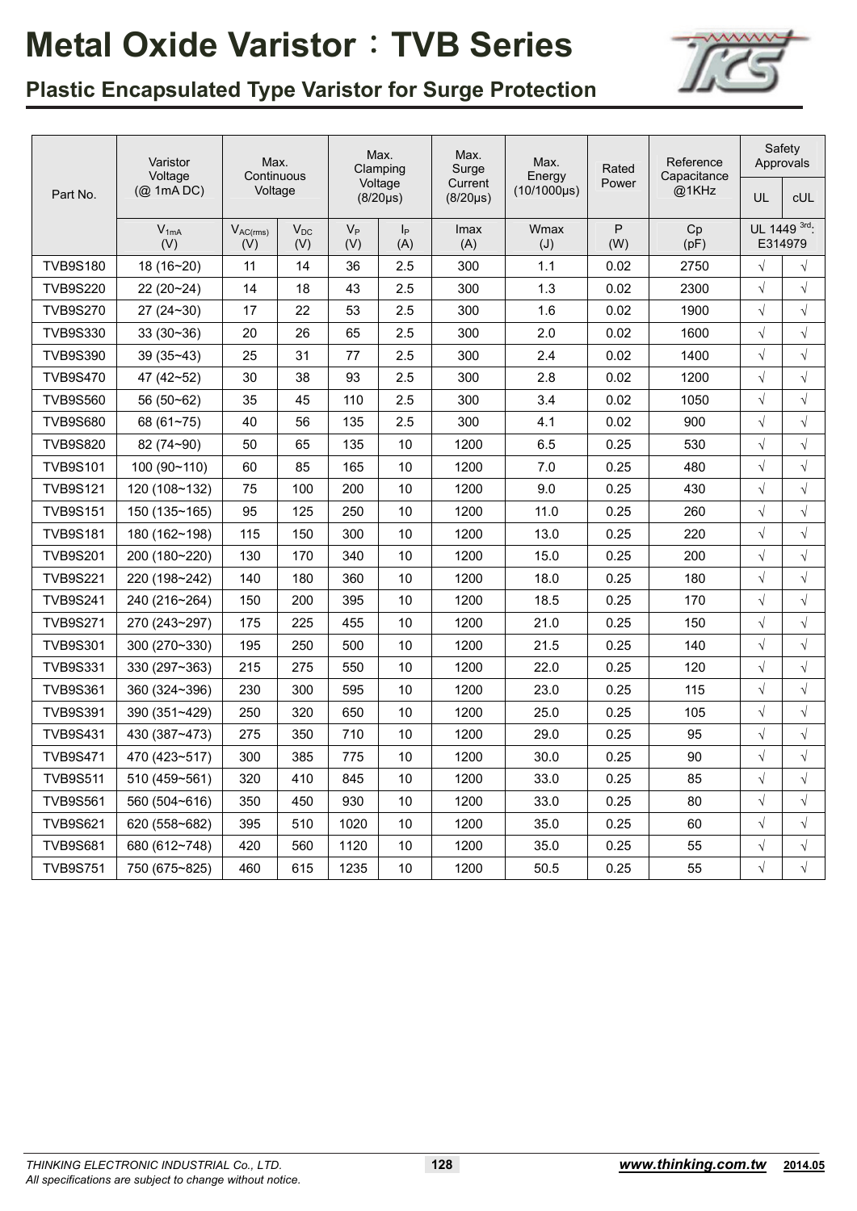# Metal Oxide Varistor：TVB Series

## Plastic Encapsulated Type Varistor for Surge Protection

| Part No. | Varistor Voltage (@ 1mA DC) | Max. Continuous Voltage | | Max. Clamping Voltage (8/20μs) | | Max. Surge Current (8/20μs) | Max. Energy (10/1000μs) | Rated Power | Reference Capacitance @1KHz | Safety Approvals | |
|---|---|---|---|---|---|---|---|---|---|---|---|
| | | | | | | | | | | UL | cUL |
| | $V_{1mA}$ (V) | $V_{AC(rms)}$ (V) | $V_{DC}$ (V) | $V_P$ (V) | $I_P$ (A) | Imax (A) | Wmax (J) | P (W) | Cp (pF) | UL 1449 3rd: E314979 | |
| TVB9S180 | 18 (16~20) | 11 | 14 | 36 | 2.5 | 300 | 1.1 | 0.02 | 2750 | √ | √ |
| TVB9S220 | 22 (20~24) | 14 | 18 | 43 | 2.5 | 300 | 1.3 | 0.02 | 2300 | √ | √ |
| TVB9S270 | 27 (24~30) | 17 | 22 | 53 | 2.5 | 300 | 1.6 | 0.02 | 1900 | √ | √ |
| TVB9S330 | 33 (30~36) | 20 | 26 | 65 | 2.5 | 300 | 2.0 | 0.02 | 1600 | √ | √ |
| TVB9S390 | 39 (35~43) | 25 | 31 | 77 | 2.5 | 300 | 2.4 | 0.02 | 1400 | √ | √ |
| TVB9S470 | 47 (42~52) | 30 | 38 | 93 | 2.5 | 300 | 2.8 | 0.02 | 1200 | √ | √ |
| TVB9S560 | 56 (50~62) | 35 | 45 | 110 | 2.5 | 300 | 3.4 | 0.02 | 1050 | √ | √ |
| TVB9S680 | 68 (61~75) | 40 | 56 | 135 | 2.5 | 300 | 4.1 | 0.02 | 900 | √ | √ |
| TVB9S820 | 82 (74~90) | 50 | 65 | 135 | 10 | 1200 | 6.5 | 0.25 | 530 | √ | √ |
| TVB9S101 | 100 (90~110) | 60 | 85 | 165 | 10 | 1200 | 7.0 | 0.25 | 480 | √ | √ |
| TVB9S121 | 120 (108~132) | 75 | 100 | 200 | 10 | 1200 | 9.0 | 0.25 | 430 | √ | √ |
| TVB9S151 | 150 (135~165) | 95 | 125 | 250 | 10 | 1200 | 11.0 | 0.25 | 260 | √ | √ |
| TVB9S181 | 180 (162~198) | 115 | 150 | 300 | 10 | 1200 | 13.0 | 0.25 | 220 | √ | √ |
| TVB9S201 | 200 (180~220) | 130 | 170 | 340 | 10 | 1200 | 15.0 | 0.25 | 200 | √ | √ |
| TVB9S221 | 220 (198~242) | 140 | 180 | 360 | 10 | 1200 | 18.0 | 0.25 | 180 | √ | √ |
| TVB9S241 | 240 (216~264) | 150 | 200 | 395 | 10 | 1200 | 18.5 | 0.25 | 170 | √ | √ |
| TVB9S271 | 270 (243~297) | 175 | 225 | 455 | 10 | 1200 | 21.0 | 0.25 | 150 | √ | √ |
| TVB9S301 | 300 (270~330) | 195 | 250 | 500 | 10 | 1200 | 21.5 | 0.25 | 140 | √ | √ |
| TVB9S331 | 330 (297~363) | 215 | 275 | 550 | 10 | 1200 | 22.0 | 0.25 | 120 | √ | √ |
| TVB9S361 | 360 (324~396) | 230 | 300 | 595 | 10 | 1200 | 23.0 | 0.25 | 115 | √ | √ |
| TVB9S391 | 390 (351~429) | 250 | 320 | 650 | 10 | 1200 | 25.0 | 0.25 | 105 | √ | √ |
| TVB9S431 | 430 (387~473) | 275 | 350 | 710 | 10 | 1200 | 29.0 | 0.25 | 95 | √ | √ |
| TVB9S471 | 470 (423~517) | 300 | 385 | 775 | 10 | 1200 | 30.0 | 0.25 | 90 | √ | √ |
| TVB9S511 | 510 (459~561) | 320 | 410 | 845 | 10 | 1200 | 33.0 | 0.25 | 85 | √ | √ |
| TVB9S561 | 560 (504~616) | 350 | 450 | 930 | 10 | 1200 | 33.0 | 0.25 | 80 | √ | √ |
| TVB9S621 | 620 (558~682) | 395 | 510 | 1020 | 10 | 1200 | 35.0 | 0.25 | 60 | √ | √ |
| TVB9S681 | 680 (612~748) | 420 | 560 | 1120 | 10 | 1200 | 35.0 | 0.25 | 55 | √ | √ |
| TVB9S751 | 750 (675~825) | 460 | 615 | 1235 | 10 | 1200 | 50.5 | 0.25 | 55 | √ | √ |

*THINKING ELECTRONIC INDUSTRIAL Co., LTD.*
*All specifications are subject to change without notice.*

**www.thinking.com.tw** **2014.05**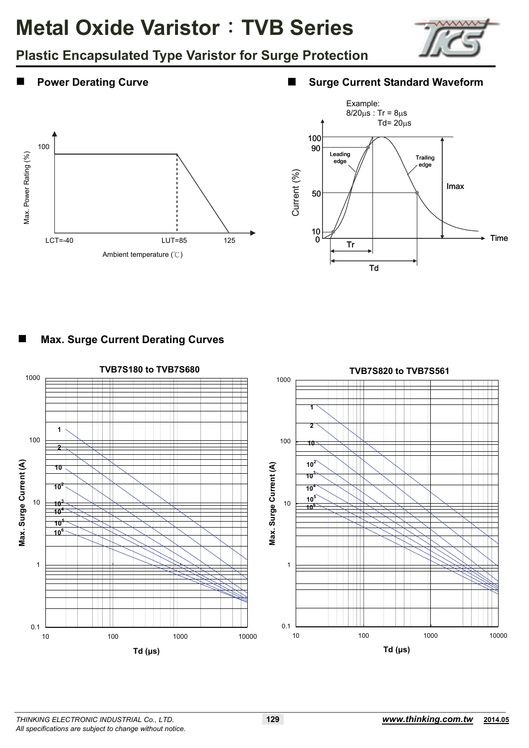# Metal Oxide Varistor：TVB Series

## Plastic Encapsulated Type Varistor for Surge Protection

### Power Derating Curve

Max. Power Rating (%)

100

LCT=-40 LUT=85 125

Ambient temperature (℃)

### Surge Current Standard Waveform

Example:
8/20μs : Tr = 8μs
Td= 20μs

Current (%)

100
90
50
10
0

Leading edge

Trailing edge

Imax

Time

Tr

Td

### Max. Surge Current Derating Curves

**TVB7S180 to TVB7S680**

Max. Surge Current (A)

Td (μs)

**TVB7S820 to TVB7S561**

Max. Surge Current (A)

Td (μs)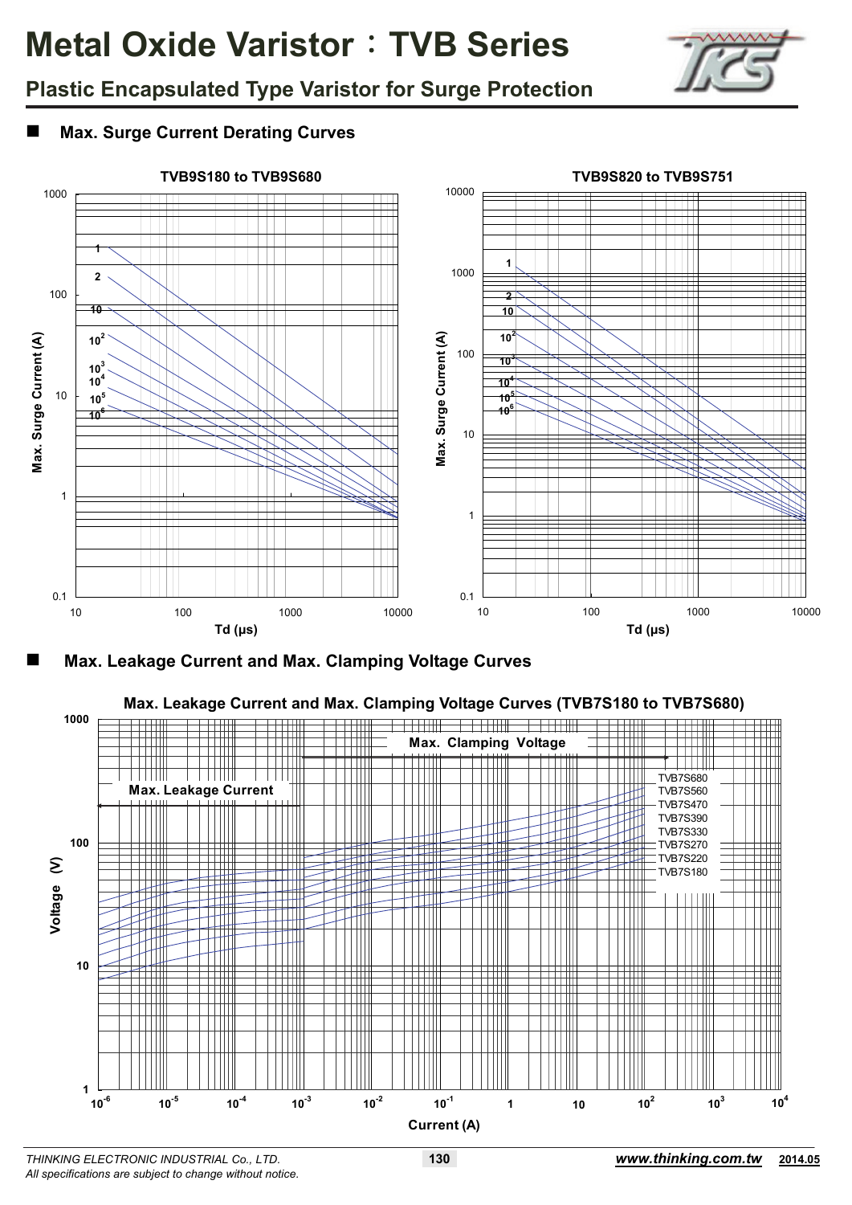# Metal Oxide Varistor：TVB Series

## Plastic Encapsulated Type Varistor for Surge Protection

### Max. Surge Current Derating Curves

**TVB9S180 to TVB9S680**

Max. Surge Current (A) vs. Td (μs)

Curves: 1, 2, 10, $10^2$, $10^3$, $10^4$, $10^5$, $10^6$

**TVB9S820 to TVB9S751**

Max. Surge Current (A) vs. Td (μs)

Curves: 1, 2, 10, $10^2$, $10^3$, $10^4$, $10^5$, $10^6$

### Max. Leakage Current and Max. Clamping Voltage Curves

**Max. Leakage Current and Max. Clamping Voltage Curves (TVB7S180 to TVB7S680)**

Voltage (V) vs. Current (A)

Max. Leakage Current / Max. Clamping Voltage

TVB7S680, TVB7S560, TVB7S470, TVB7S390, TVB7S330, TVB7S270, TVB7S220, TVB7S180

*THINKING ELECTRONIC INDUSTRIAL Co., LTD.*
*All specifications are subject to change without notice.*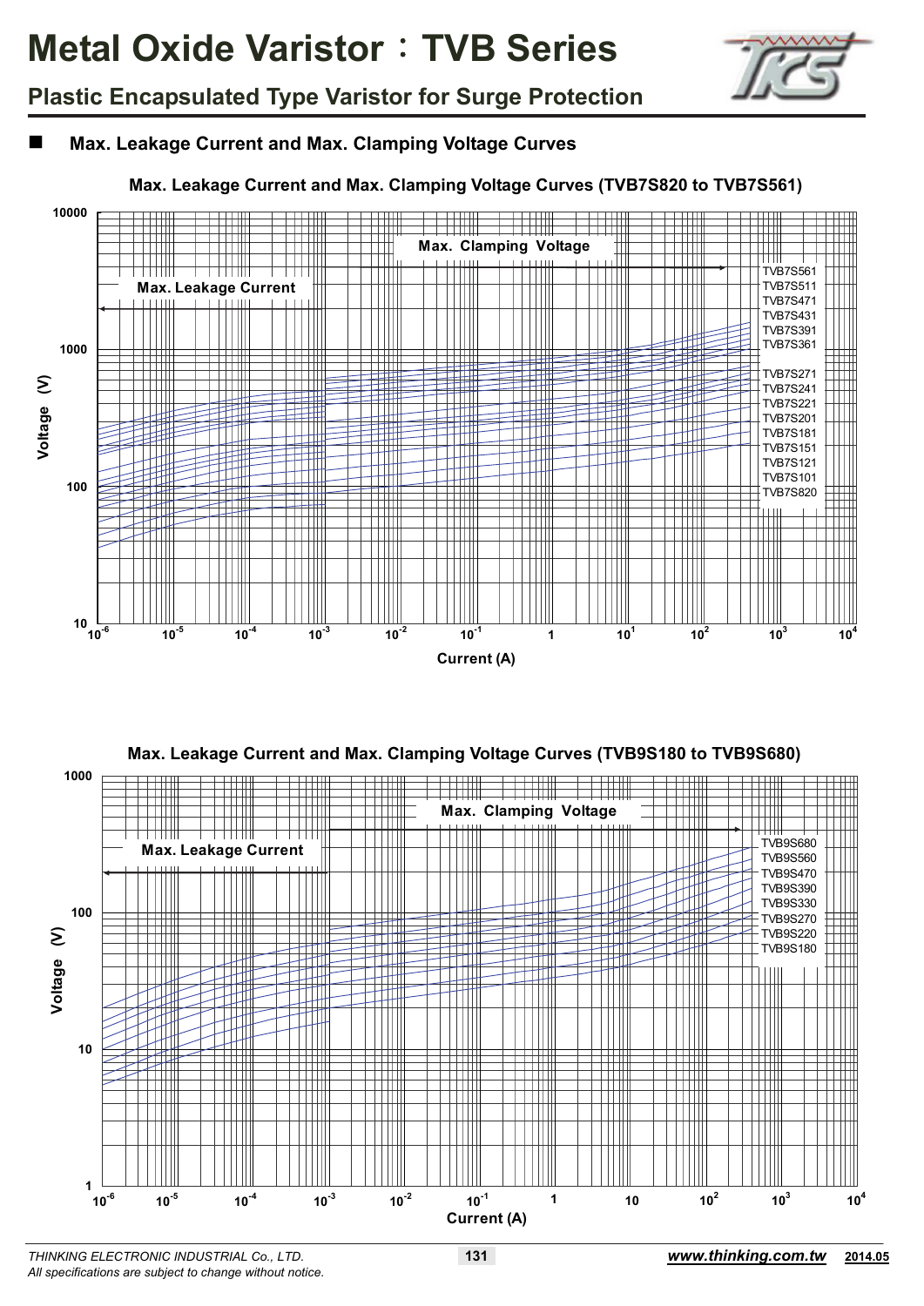# Metal Oxide Varistor：TVB Series

## Plastic Encapsulated Type Varistor for Surge Protection

### ■ Max. Leakage Current and Max. Clamping Voltage Curves

**Max. Leakage Current and Max. Clamping Voltage Curves (TVB7S820 to TVB7S561)**

Max. Leakage Current

Max. Clamping Voltage

TVB7S561
TVB7S511
TVB7S471
TVB7S431
TVB7S391
TVB7S361
TVB7S271
TVB7S241
TVB7S221
TVB7S201
TVB7S181
TVB7S151
TVB7S121
TVB7S101
TVB7S820

Voltage (V): 10, 100, 1000, 10000

Current (A): $10^{-6}$, $10^{-5}$, $10^{-4}$, $10^{-3}$, $10^{-2}$, $10^{-1}$, 1, $10^{1}$, $10^{2}$, $10^{3}$, $10^{4}$

**Max. Leakage Current and Max. Clamping Voltage Curves (TVB9S180 to TVB9S680)**

Max. Leakage Current

Max. Clamping Voltage

TVB9S680
TVB9S560
TVB9S470
TVB9S390
TVB9S330
TVB9S270
TVB9S220
TVB9S180

Voltage (V): 1, 10, 100, 1000

Current (A): $10^{-6}$, $10^{-5}$, $10^{-4}$, $10^{-3}$, $10^{-2}$, $10^{-1}$, 1, 10, $10^{2}$, $10^{3}$, $10^{4}$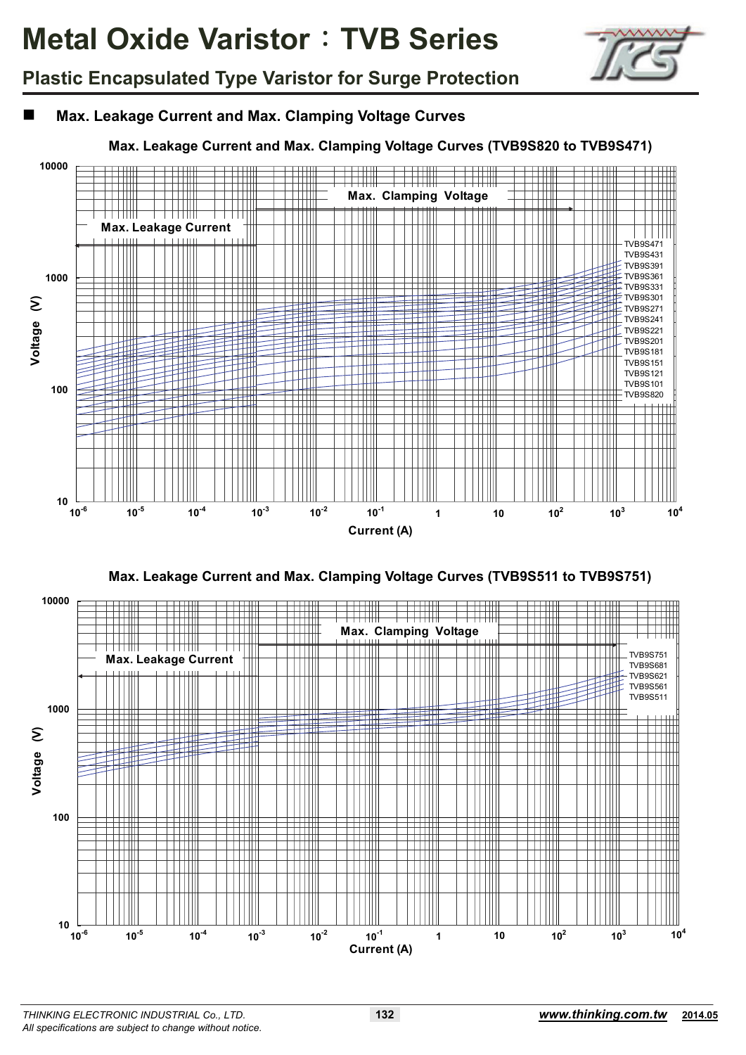# Metal Oxide Varistor：TVB Series

## Plastic Encapsulated Type Varistor for Surge Protection

### Max. Leakage Current and Max. Clamping Voltage Curves

**Max. Leakage Current and Max. Clamping Voltage Curves (TVB9S820 to TVB9S471)**

Max. Clamping Voltage

Max. Leakage Current

TVB9S471
TVB9S431
TVB9S391
TVB9S361
TVB9S331
TVB9S301
TVB9S271
TVB9S241
TVB9S221
TVB9S201
TVB9S181
TVB9S151
TVB9S121
TVB9S101
TVB9S820

Voltage (V): 10, 100, 1000, 10000

Current (A): $10^{-6}$, $10^{-5}$, $10^{-4}$, $10^{-3}$, $10^{-2}$, $10^{-1}$, 1, 10, $10^{2}$, $10^{3}$, $10^{4}$

**Max. Leakage Current and Max. Clamping Voltage Curves (TVB9S511 to TVB9S751)**

Max. Clamping Voltage

Max. Leakage Current

TVB9S751
TVB9S681
TVB9S621
TVB9S561
TVB9S511

Voltage (V): 10, 100, 1000, 10000

Current (A): $10^{-6}$, $10^{-5}$, $10^{-4}$, $10^{-3}$, $10^{-2}$, $10^{-1}$, 1, 10, $10^{2}$, $10^{3}$, $10^{4}$

*THINKING ELECTRONIC INDUSTRIAL Co., LTD.*
*All specifications are subject to change without notice.*

***www.thinking.com.tw*** **2014.05**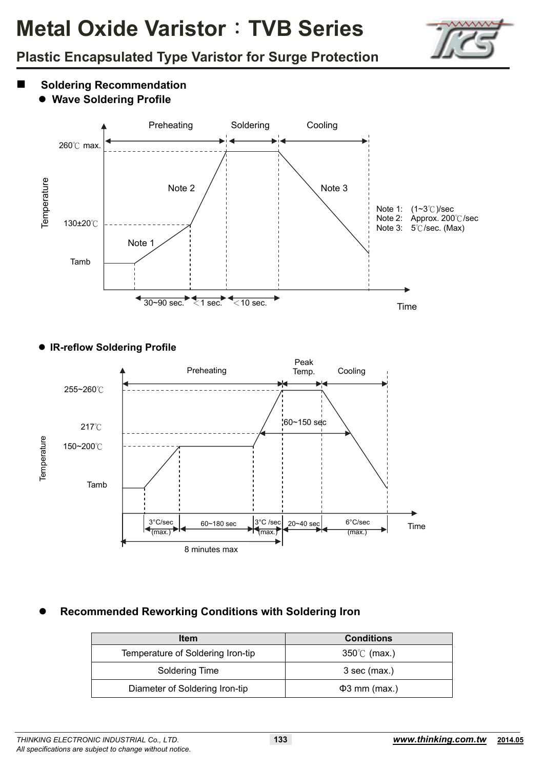# Metal Oxide Varistor：TVB Series

## Plastic Encapsulated Type Varistor for Surge Protection

### Soldering Recommendation

- **Wave Soldering Profile**

Preheating | Soldering | Cooling

260℃ max.

130±20℃

Tamb

Note 1 | Note 2 | Note 3

30~90 sec. | ＜1 sec. | ＜10 sec.

Temperature | Time

Note 1: (1~3℃)/sec
Note 2: Approx. 200℃/sec
Note 3: 5℃/sec. (Max)

- **IR-reflow Soldering Profile**

Preheating | Peak Temp. | Cooling

255~260℃

217℃

150~200℃

Tamb

60~150 sec

3°C/sec (max.) | 60~180 sec | 3°C /sec (max.) | 20~40 sec | 6°C/sec (max.)

8 minutes max

Temperature | Time

- **Recommended Reworking Conditions with Soldering Iron**

| Item | Conditions |
|---|---|
| Temperature of Soldering Iron-tip | 350℃ (max.) |
| Soldering Time | 3 sec (max.) |
| Diameter of Soldering Iron-tip | Φ3 mm (max.) |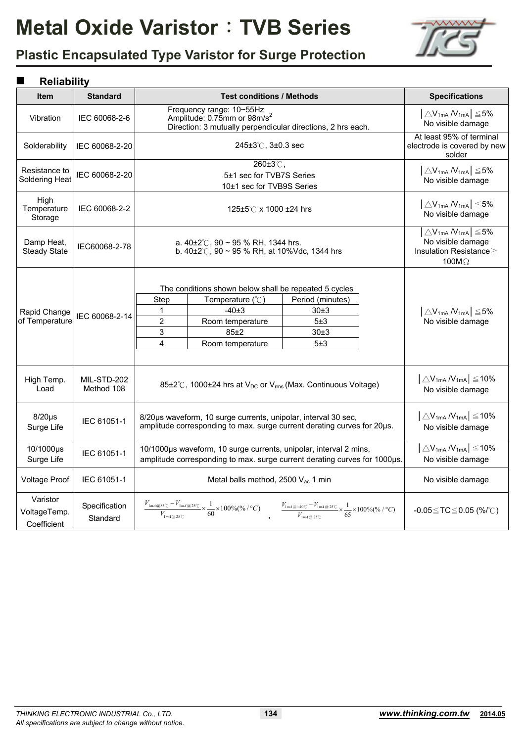# Metal Oxide Varistor：TVB Series

## Plastic Encapsulated Type Varistor for Surge Protection

### Reliability

| Item | Standard | Test conditions / Methods | Specifications |
|---|---|---|---|
| Vibration | IEC 60068-2-6 | Frequency range: 10~55Hz<br>Amplitude: 0.75mm or 98m/$s^2$<br>Direction: 3 mutually perpendicular directions, 2 hrs each. | $\lvert \triangle V_{1mA} / V_{1mA} \rvert \leq 5\%$<br>No visible damage |
| Solderability | IEC 60068-2-20 | 245±3℃, 3±0.3 sec | At least 95% of terminal electrode is covered by new solder |
| Resistance to Soldering Heat | IEC 60068-2-20 | 260±3℃,<br>5±1 sec for TVB7S Series<br>10±1 sec for TVB9S Series | $\lvert \triangle V_{1mA} / V_{1mA} \rvert \leq 5\%$<br>No visible damage |
| High Temperature Storage | IEC 60068-2-2 | 125±5℃ x 1000 ±24 hrs | $\lvert \triangle V_{1mA} / V_{1mA} \rvert \leq 5\%$<br>No visible damage |
| Damp Heat, Steady State | IEC60068-2-78 | a. 40±2℃, 90 ~ 95 % RH, 1344 hrs.<br>b. 40±2℃, 90 ~ 95 % RH, at 10%Vdc, 1344 hrs | $\lvert \triangle V_{1mA} / V_{1mA} \rvert \leq 5\%$<br>No visible damage<br>Insulation Resistance≧100MΩ |
| Rapid Change of Temperature | IEC 60068-2-14 | The conditions shown below shall be repeated 5 cycles<br>Step 1: Temperature (℃) -40±3, Period (minutes) 30±3<br>Step 2: Temperature (℃) Room temperature, Period (minutes) 5±3<br>Step 3: Temperature (℃) 85±2, Period (minutes) 30±3<br>Step 4: Temperature (℃) Room temperature, Period (minutes) 5±3 | $\lvert \triangle V_{1mA} / V_{1mA} \rvert \leq 5\%$<br>No visible damage |
| High Temp. Load | MIL-STD-202 Method 108 | 85±2℃, 1000±24 hrs at $V_{DC}$ or $V_{rms}$ (Max. Continuous Voltage) | $\lvert \triangle V_{1mA} / V_{1mA} \rvert \leq 10\%$<br>No visible damage |
| 8/20μs Surge Life | IEC 61051-1 | 8/20μs waveform, 10 surge currents, unipolar, interval 30 sec, amplitude corresponding to max. surge current derating curves for 20μs. | $\lvert \triangle V_{1mA} / V_{1mA} \rvert \leq 10\%$<br>No visible damage |
| 10/1000μs Surge Life | IEC 61051-1 | 10/1000μs waveform, 10 surge currents, unipolar, interval 2 mins, amplitude corresponding to max. surge current derating curves for 1000μs. | $\lvert \triangle V_{1mA} / V_{1mA} \rvert \leq 10\%$<br>No visible damage |
| Voltage Proof | IEC 61051-1 | Metal balls method, 2500 $V_{ac}$ 1 min | No visible damage |
| Varistor VoltageTemp. Coefficient | Specification Standard | $\frac{V_{1mA@85℃} - V_{1mA@25℃}}{V_{1mA@25℃}} \times \frac{1}{60} \times 100\% (\%/°C)$ , $\frac{V_{1mA@-40℃} - V_{1mA@25℃}}{V_{1mA@25℃}} \times \frac{1}{65} \times 100\% (\%/°C)$ | -0.05≦TC≦0.05 (%/℃) |

THINKING ELECTRONIC INDUSTRIAL Co., LTD.
All specifications are subject to change without notice.

www.thinking.com.tw 2014.05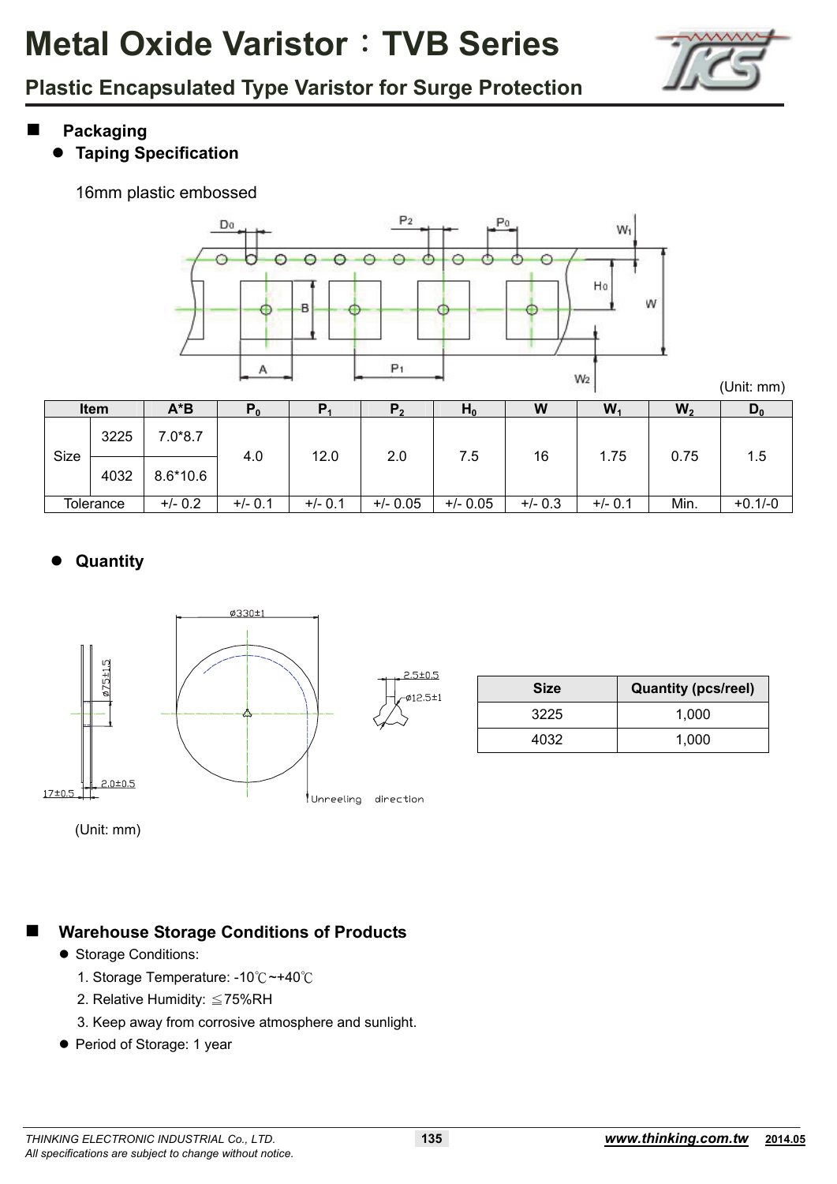# Metal Oxide Varistor：TVB Series

## Plastic Encapsulated Type Varistor for Surge Protection

### Packaging

- **Taping Specification**

16mm plastic embossed

D0
P2
P0
W1
H0
W
B
A
P1
W2

(Unit: mm)

| Item | | A*B | $P_0$ | $P_1$ | $P_2$ | $H_0$ | W | $W_1$ | $W_2$ | $D_0$ |
|---|---|---|---|---|---|---|---|---|---|---|
| Size | 3225 | 7.0*8.7 | 4.0 | 12.0 | 2.0 | 7.5 | 16 | 1.75 | 0.75 | 1.5 |
| | 4032 | 8.6*10.6 | | | | | | | | |
| Tolerance | | +/- 0.2 | +/- 0.1 | +/- 0.1 | +/- 0.05 | +/- 0.05 | +/- 0.3 | +/- 0.1 | Min. | +0.1/-0 |

- **Quantity**

ø330±1
ø75±1.5
17±0.5
2.0±0.5
2.5±0.5
ø12.5±1
Unreeling direction

(Unit: mm)

| Size | Quantity (pcs/reel) |
|---|---|
| 3225 | 1,000 |
| 4032 | 1,000 |

### Warehouse Storage Conditions of Products

- Storage Conditions:
  1. Storage Temperature: -10℃~+40℃
  2. Relative Humidity: ≦75%RH
  3. Keep away from corrosive atmosphere and sunlight.
- Period of Storage: 1 year